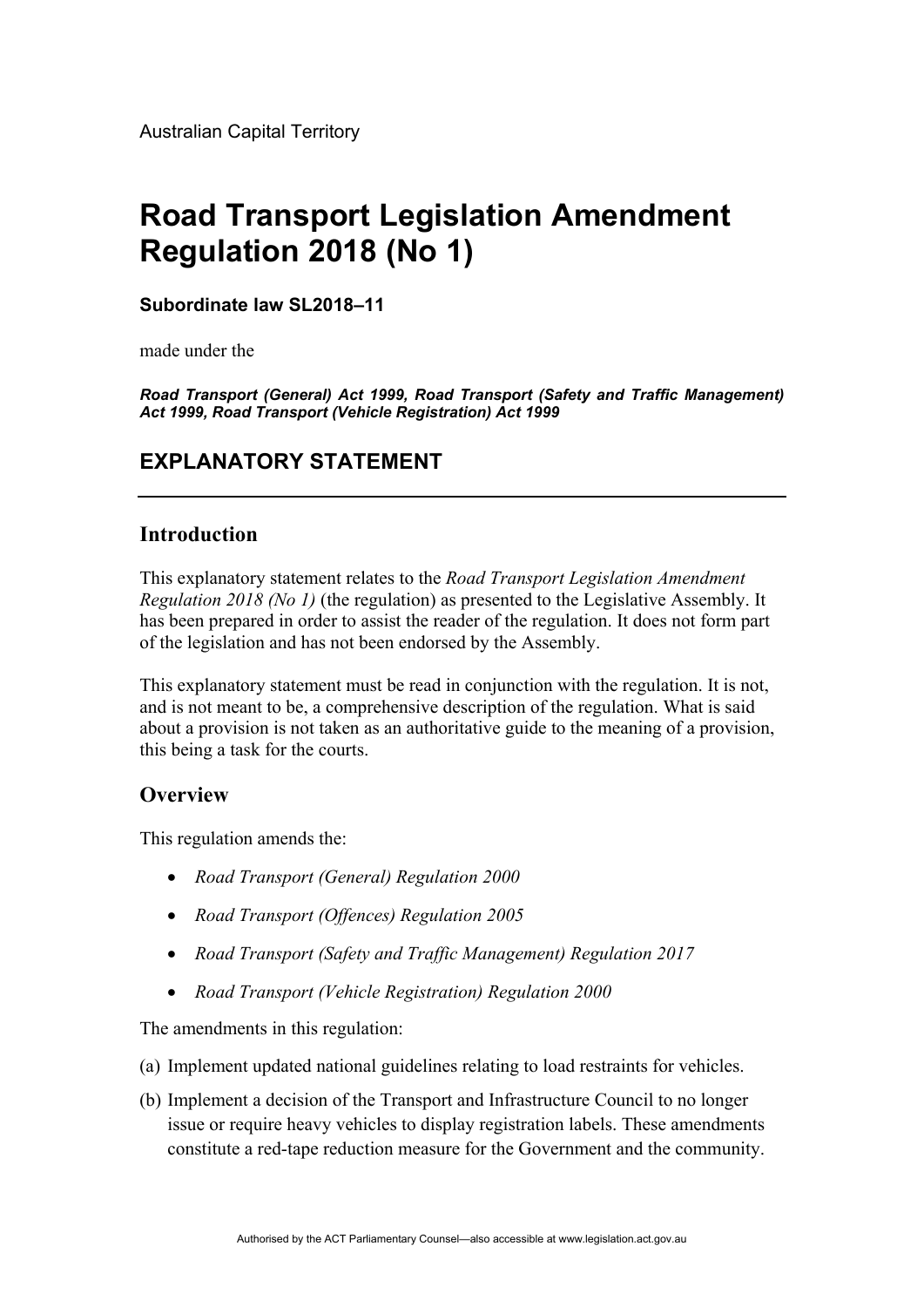Australian Capital Territory

# Road Transport Legislation Amendment Regulation 2018 (No 1)

**Subordinate law SL2018–11**

made under the

***Road Transport (General) Act 1999, Road Transport (Safety and Traffic Management) Act 1999, Road Transport (Vehicle Registration) Act 1999***

## EXPLANATORY STATEMENT

### Introduction

This explanatory statement relates to the *Road Transport Legislation Amendment Regulation 2018 (No 1)* (the regulation) as presented to the Legislative Assembly. It has been prepared in order to assist the reader of the regulation. It does not form part of the legislation and has not been endorsed by the Assembly.

This explanatory statement must be read in conjunction with the regulation. It is not, and is not meant to be, a comprehensive description of the regulation. What is said about a provision is not taken as an authoritative guide to the meaning of a provision, this being a task for the courts.

### Overview

This regulation amends the:

- *Road Transport (General) Regulation 2000*
- *Road Transport (Offences) Regulation 2005*
- *Road Transport (Safety and Traffic Management) Regulation 2017*
- *Road Transport (Vehicle Registration) Regulation 2000*

The amendments in this regulation:

(a) Implement updated national guidelines relating to load restraints for vehicles.

(b) Implement a decision of the Transport and Infrastructure Council to no longer issue or require heavy vehicles to display registration labels. These amendments constitute a red-tape reduction measure for the Government and the community.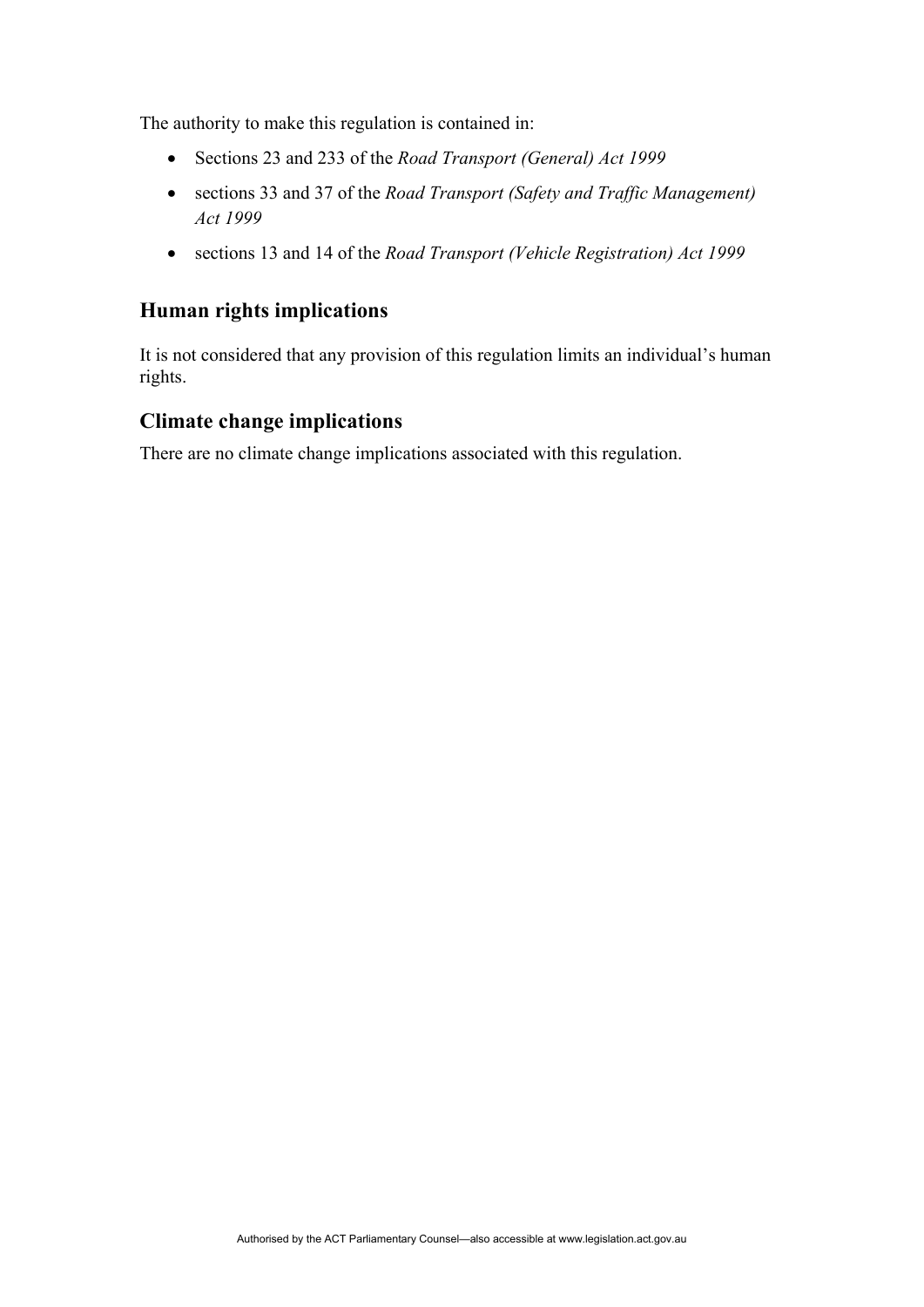The authority to make this regulation is contained in:

- Sections 23 and 233 of the *Road Transport (General) Act 1999*
- sections 33 and 37 of the *Road Transport (Safety and Traffic Management) Act 1999*
- sections 13 and 14 of the *Road Transport (Vehicle Registration) Act 1999*

## Human rights implications

It is not considered that any provision of this regulation limits an individual's human rights.

## Climate change implications

There are no climate change implications associated with this regulation.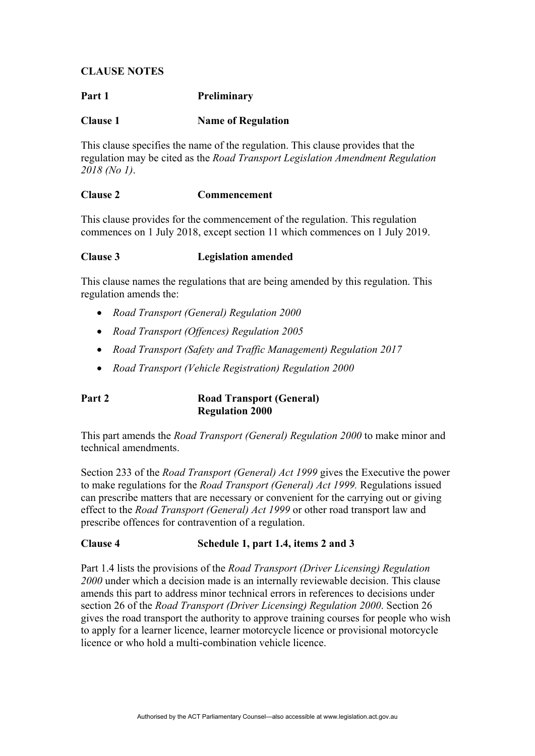**CLAUSE NOTES**

**Part 1 Preliminary**

**Clause 1 Name of Regulation**

This clause specifies the name of the regulation. This clause provides that the regulation may be cited as the *Road Transport Legislation Amendment Regulation 2018 (No 1)*.

**Clause 2 Commencement**

This clause provides for the commencement of the regulation. This regulation commences on 1 July 2018, except section 11 which commences on 1 July 2019.

**Clause 3 Legislation amended**

This clause names the regulations that are being amended by this regulation. This regulation amends the:

- *Road Transport (General) Regulation 2000*
- *Road Transport (Offences) Regulation 2005*
- *Road Transport (Safety and Traffic Management) Regulation 2017*
- *Road Transport (Vehicle Registration) Regulation 2000*

**Part 2 Road Transport (General) Regulation 2000**

This part amends the *Road Transport (General) Regulation 2000* to make minor and technical amendments.

Section 233 of the *Road Transport (General) Act 1999* gives the Executive the power to make regulations for the *Road Transport (General) Act 1999.* Regulations issued can prescribe matters that are necessary or convenient for the carrying out or giving effect to the *Road Transport (General) Act 1999* or other road transport law and prescribe offences for contravention of a regulation.

**Clause 4 Schedule 1, part 1.4, items 2 and 3**

Part 1.4 lists the provisions of the *Road Transport (Driver Licensing) Regulation 2000* under which a decision made is an internally reviewable decision. This clause amends this part to address minor technical errors in references to decisions under section 26 of the *Road Transport (Driver Licensing) Regulation 2000*. Section 26 gives the road transport the authority to approve training courses for people who wish to apply for a learner licence, learner motorcycle licence or provisional motorcycle licence or who hold a multi-combination vehicle licence.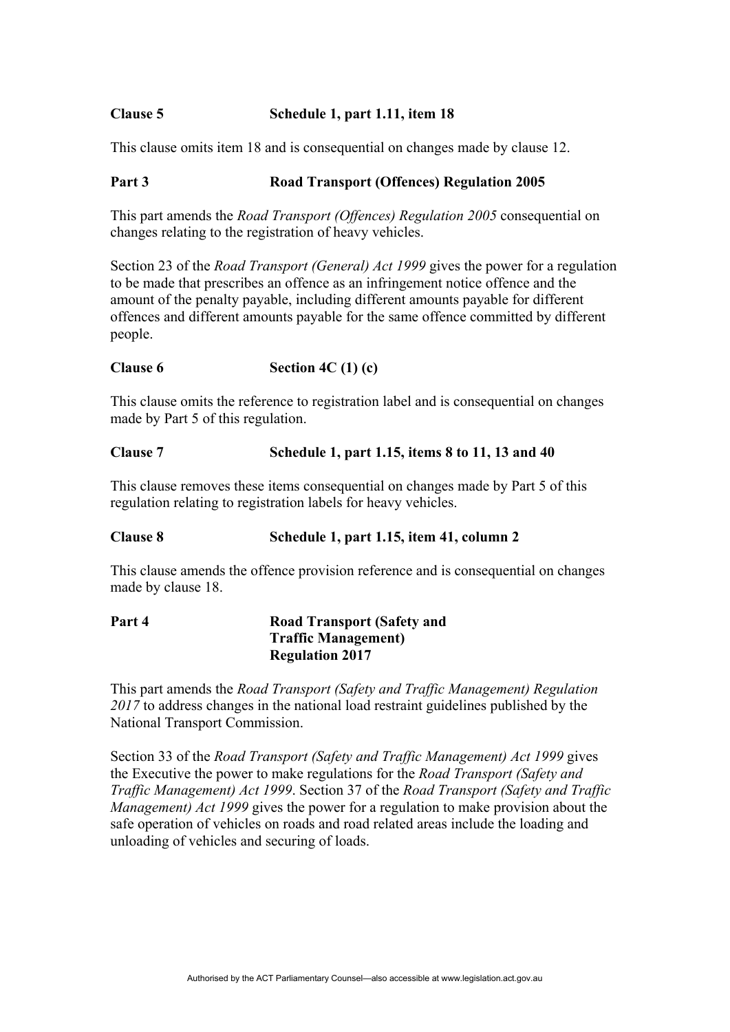**Clause 5 Schedule 1, part 1.11, item 18**

This clause omits item 18 and is consequential on changes made by clause 12.

**Part 3 Road Transport (Offences) Regulation 2005**

This part amends the *Road Transport (Offences) Regulation 2005* consequential on changes relating to the registration of heavy vehicles.

Section 23 of the *Road Transport (General) Act 1999* gives the power for a regulation to be made that prescribes an offence as an infringement notice offence and the amount of the penalty payable, including different amounts payable for different offences and different amounts payable for the same offence committed by different people.

**Clause 6 Section 4C (1) (c)**

This clause omits the reference to registration label and is consequential on changes made by Part 5 of this regulation.

**Clause 7 Schedule 1, part 1.15, items 8 to 11, 13 and 40**

This clause removes these items consequential on changes made by Part 5 of this regulation relating to registration labels for heavy vehicles.

**Clause 8 Schedule 1, part 1.15, item 41, column 2**

This clause amends the offence provision reference and is consequential on changes made by clause 18.

**Part 4 Road Transport (Safety and Traffic Management) Regulation 2017**

This part amends the *Road Transport (Safety and Traffic Management) Regulation 2017* to address changes in the national load restraint guidelines published by the National Transport Commission.

Section 33 of the *Road Transport (Safety and Traffic Management) Act 1999* gives the Executive the power to make regulations for the *Road Transport (Safety and Traffic Management) Act 1999*. Section 37 of the *Road Transport (Safety and Traffic Management) Act 1999* gives the power for a regulation to make provision about the safe operation of vehicles on roads and road related areas include the loading and unloading of vehicles and securing of loads.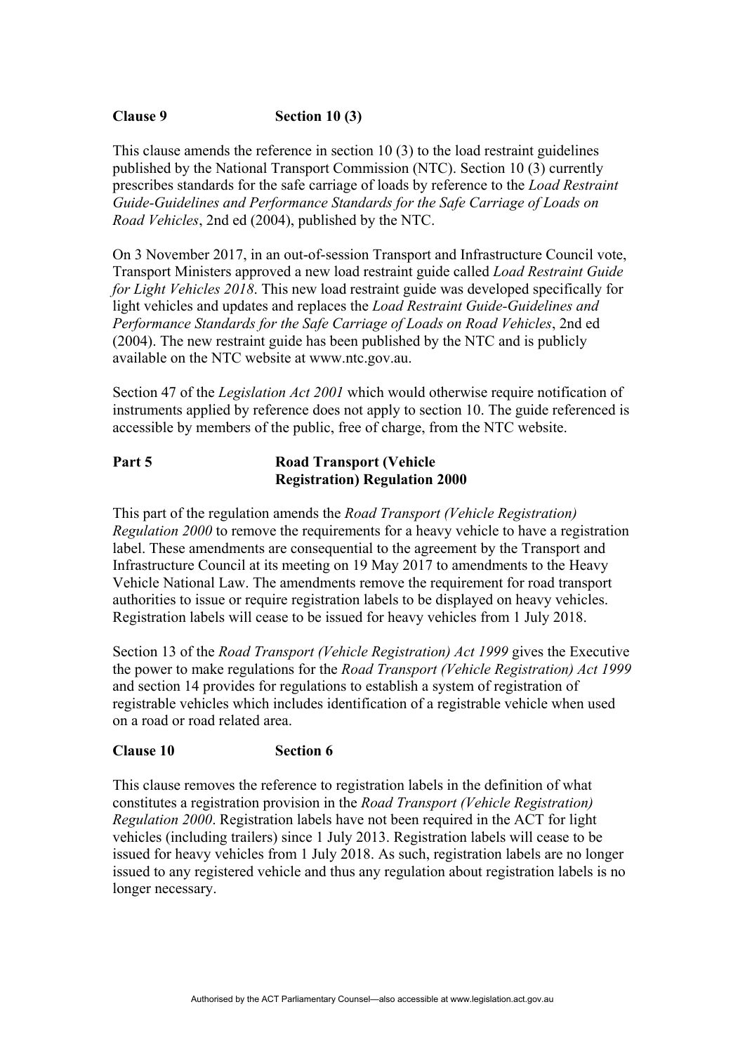**Clause 9 Section 10 (3)**

This clause amends the reference in section 10 (3) to the load restraint guidelines published by the National Transport Commission (NTC). Section 10 (3) currently prescribes standards for the safe carriage of loads by reference to the *Load Restraint Guide-Guidelines and Performance Standards for the Safe Carriage of Loads on Road Vehicles*, 2nd ed (2004), published by the NTC.

On 3 November 2017, in an out-of-session Transport and Infrastructure Council vote, Transport Ministers approved a new load restraint guide called *Load Restraint Guide for Light Vehicles 2018*. This new load restraint guide was developed specifically for light vehicles and updates and replaces the *Load Restraint Guide-Guidelines and Performance Standards for the Safe Carriage of Loads on Road Vehicles*, 2nd ed (2004). The new restraint guide has been published by the NTC and is publicly available on the NTC website at www.ntc.gov.au.

Section 47 of the *Legislation Act 2001* which would otherwise require notification of instruments applied by reference does not apply to section 10. The guide referenced is accessible by members of the public, free of charge, from the NTC website.

**Part 5 Road Transport (Vehicle Registration) Regulation 2000**

This part of the regulation amends the *Road Transport (Vehicle Registration) Regulation 2000* to remove the requirements for a heavy vehicle to have a registration label. These amendments are consequential to the agreement by the Transport and Infrastructure Council at its meeting on 19 May 2017 to amendments to the Heavy Vehicle National Law. The amendments remove the requirement for road transport authorities to issue or require registration labels to be displayed on heavy vehicles. Registration labels will cease to be issued for heavy vehicles from 1 July 2018.

Section 13 of the *Road Transport (Vehicle Registration) Act 1999* gives the Executive the power to make regulations for the *Road Transport (Vehicle Registration) Act 1999* and section 14 provides for regulations to establish a system of registration of registrable vehicles which includes identification of a registrable vehicle when used on a road or road related area.

**Clause 10 Section 6**

This clause removes the reference to registration labels in the definition of what constitutes a registration provision in the *Road Transport (Vehicle Registration) Regulation 2000*. Registration labels have not been required in the ACT for light vehicles (including trailers) since 1 July 2013. Registration labels will cease to be issued for heavy vehicles from 1 July 2018. As such, registration labels are no longer issued to any registered vehicle and thus any regulation about registration labels is no longer necessary.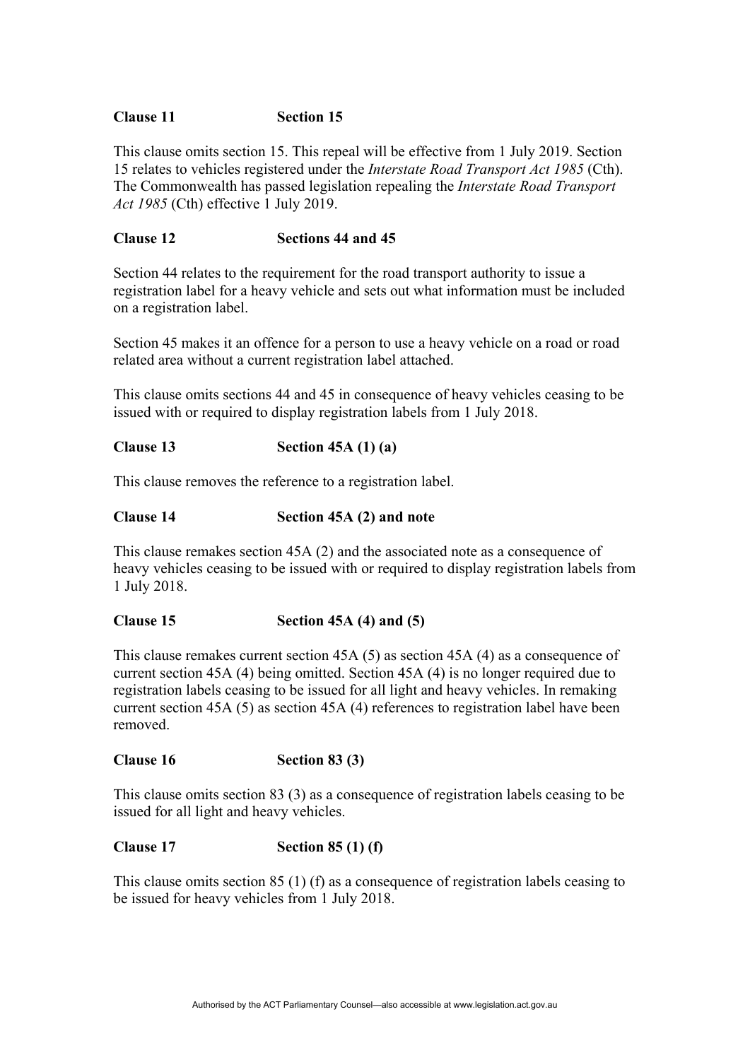**Clause 11 Section 15**

This clause omits section 15. This repeal will be effective from 1 July 2019. Section 15 relates to vehicles registered under the *Interstate Road Transport Act 1985* (Cth). The Commonwealth has passed legislation repealing the *Interstate Road Transport Act 1985* (Cth) effective 1 July 2019.

**Clause 12 Sections 44 and 45**

Section 44 relates to the requirement for the road transport authority to issue a registration label for a heavy vehicle and sets out what information must be included on a registration label.

Section 45 makes it an offence for a person to use a heavy vehicle on a road or road related area without a current registration label attached.

This clause omits sections 44 and 45 in consequence of heavy vehicles ceasing to be issued with or required to display registration labels from 1 July 2018.

**Clause 13 Section 45A (1) (a)**

This clause removes the reference to a registration label.

**Clause 14 Section 45A (2) and note**

This clause remakes section 45A (2) and the associated note as a consequence of heavy vehicles ceasing to be issued with or required to display registration labels from 1 July 2018.

**Clause 15 Section 45A (4) and (5)**

This clause remakes current section 45A (5) as section 45A (4) as a consequence of current section 45A (4) being omitted. Section 45A (4) is no longer required due to registration labels ceasing to be issued for all light and heavy vehicles. In remaking current section 45A (5) as section 45A (4) references to registration label have been removed.

**Clause 16 Section 83 (3)**

This clause omits section 83 (3) as a consequence of registration labels ceasing to be issued for all light and heavy vehicles.

**Clause 17 Section 85 (1) (f)**

This clause omits section 85 (1) (f) as a consequence of registration labels ceasing to be issued for heavy vehicles from 1 July 2018.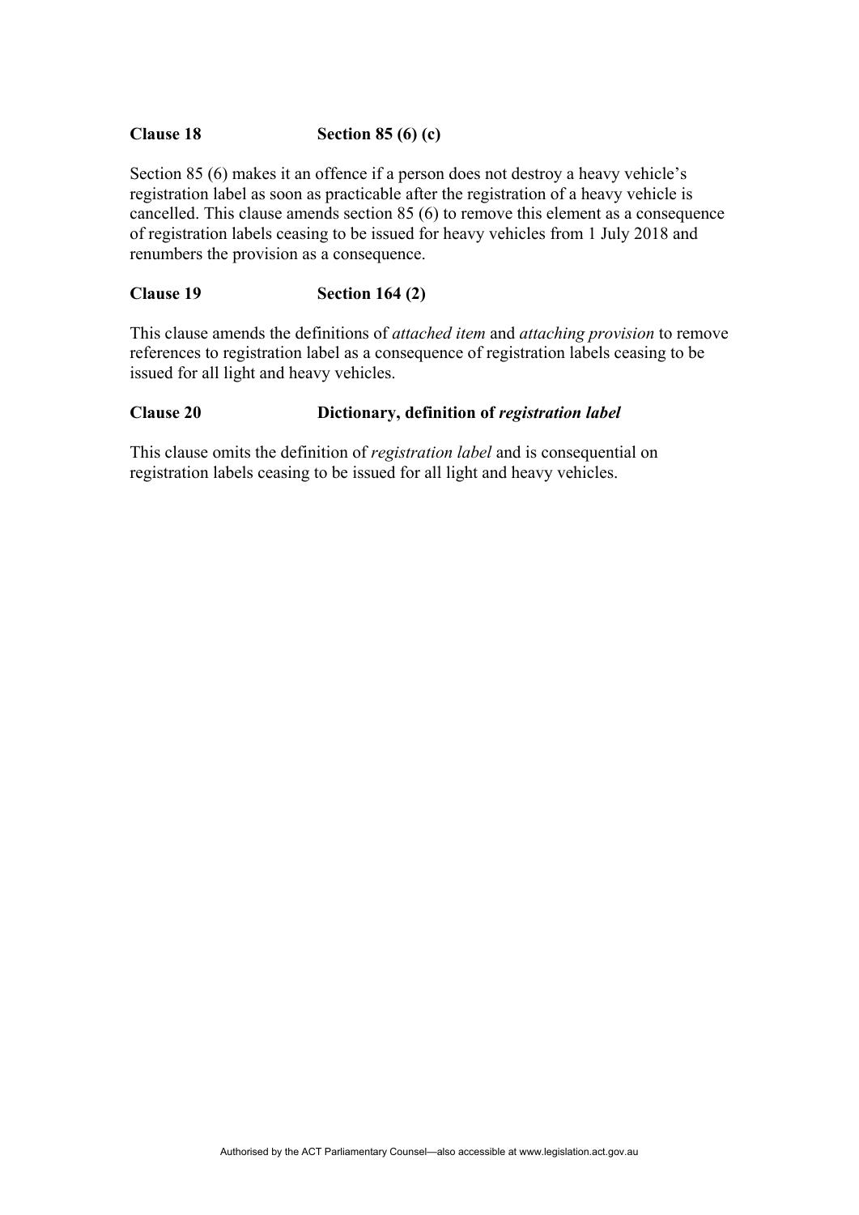**Clause 18 Section 85 (6) (c)**

Section 85 (6) makes it an offence if a person does not destroy a heavy vehicle's registration label as soon as practicable after the registration of a heavy vehicle is cancelled. This clause amends section 85 (6) to remove this element as a consequence of registration labels ceasing to be issued for heavy vehicles from 1 July 2018 and renumbers the provision as a consequence.

**Clause 19 Section 164 (2)**

This clause amends the definitions of *attached item* and *attaching provision* to remove references to registration label as a consequence of registration labels ceasing to be issued for all light and heavy vehicles.

**Clause 20 Dictionary, definition of *registration label***

This clause omits the definition of *registration label* and is consequential on registration labels ceasing to be issued for all light and heavy vehicles.